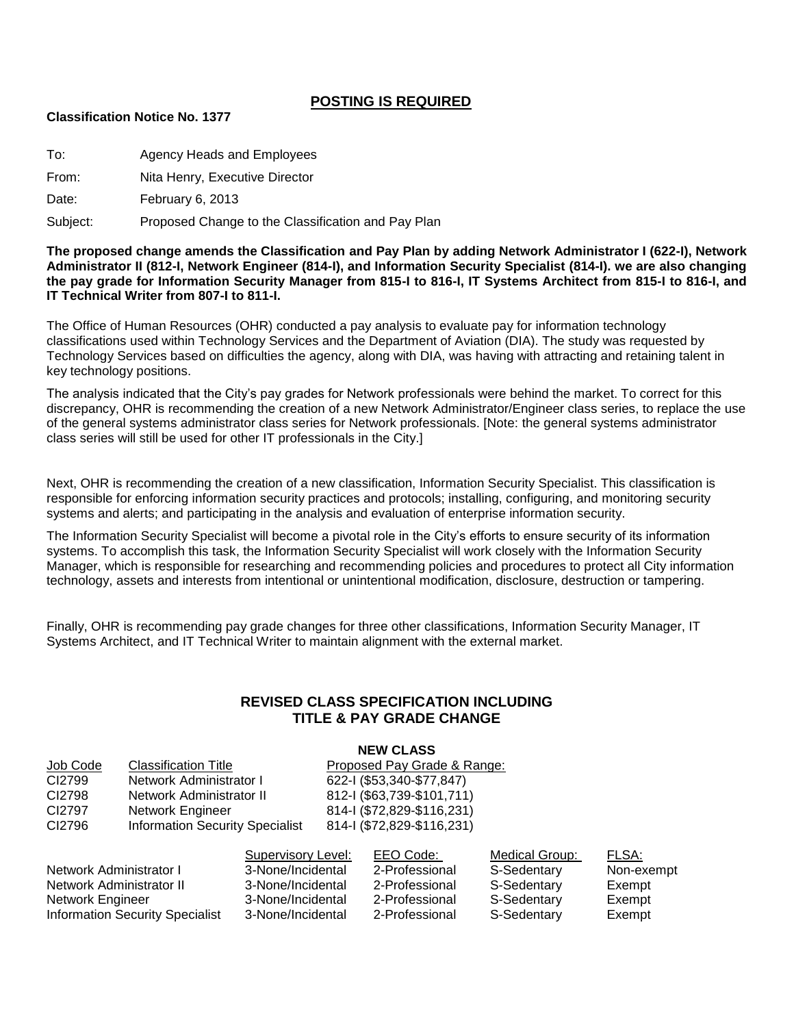## POSTING IS REQUIRED

**Classification Notice No. 1377**

To: Agency Heads and Employees

From: Nita Henry, Executive Director

Date: February 6, 2013

Subject: Proposed Change to the Classification and Pay Plan

**The proposed change amends the Classification and Pay Plan by adding Network Administrator I (622-I), Network Administrator II (812-I, Network Engineer (814-I), and Information Security Specialist (814-I). we are also changing the pay grade for Information Security Manager from 815-I to 816-I, IT Systems Architect from 815-I to 816-I, and IT Technical Writer from 807-I to 811-I.**

The Office of Human Resources (OHR) conducted a pay analysis to evaluate pay for information technology classifications used within Technology Services and the Department of Aviation (DIA). The study was requested by Technology Services based on difficulties the agency, along with DIA, was having with attracting and retaining talent in key technology positions.

The analysis indicated that the City's pay grades for Network professionals were behind the market. To correct for this discrepancy, OHR is recommending the creation of a new Network Administrator/Engineer class series, to replace the use of the general systems administrator class series for Network professionals. [Note: the general systems administrator class series will still be used for other IT professionals in the City.]

Next, OHR is recommending the creation of a new classification, Information Security Specialist. This classification is responsible for enforcing information security practices and protocols; installing, configuring, and monitoring security systems and alerts; and participating in the analysis and evaluation of enterprise information security.

The Information Security Specialist will become a pivotal role in the City's efforts to ensure security of its information systems. To accomplish this task, the Information Security Specialist will work closely with the Information Security Manager, which is responsible for researching and recommending policies and procedures to protect all City information technology, assets and interests from intentional or unintentional modification, disclosure, destruction or tampering.

Finally, OHR is recommending pay grade changes for three other classifications, Information Security Manager, IT Systems Architect, and IT Technical Writer to maintain alignment with the external market.

### REVISED CLASS SPECIFICATION INCLUDING TITLE & PAY GRADE CHANGE

**NEW CLASS**

| Job Code | Classification Title | Proposed Pay Grade & Range: |
|---|---|---|
| CI2799 | Network Administrator I | 622-I ($53,340-$77,847) |
| CI2798 | Network Administrator II | 812-I ($63,739-$101,711) |
| CI2797 | Network Engineer | 814-I ($72,829-$116,231) |
| CI2796 | Information Security Specialist | 814-I ($72,829-$116,231) |

| | Supervisory Level: | EEO Code: | Medical Group: | FLSA: |
|---|---|---|---|---|
| Network Administrator I | 3-None/Incidental | 2-Professional | S-Sedentary | Non-exempt |
| Network Administrator II | 3-None/Incidental | 2-Professional | S-Sedentary | Exempt |
| Network Engineer | 3-None/Incidental | 2-Professional | S-Sedentary | Exempt |
| Information Security Specialist | 3-None/Incidental | 2-Professional | S-Sedentary | Exempt |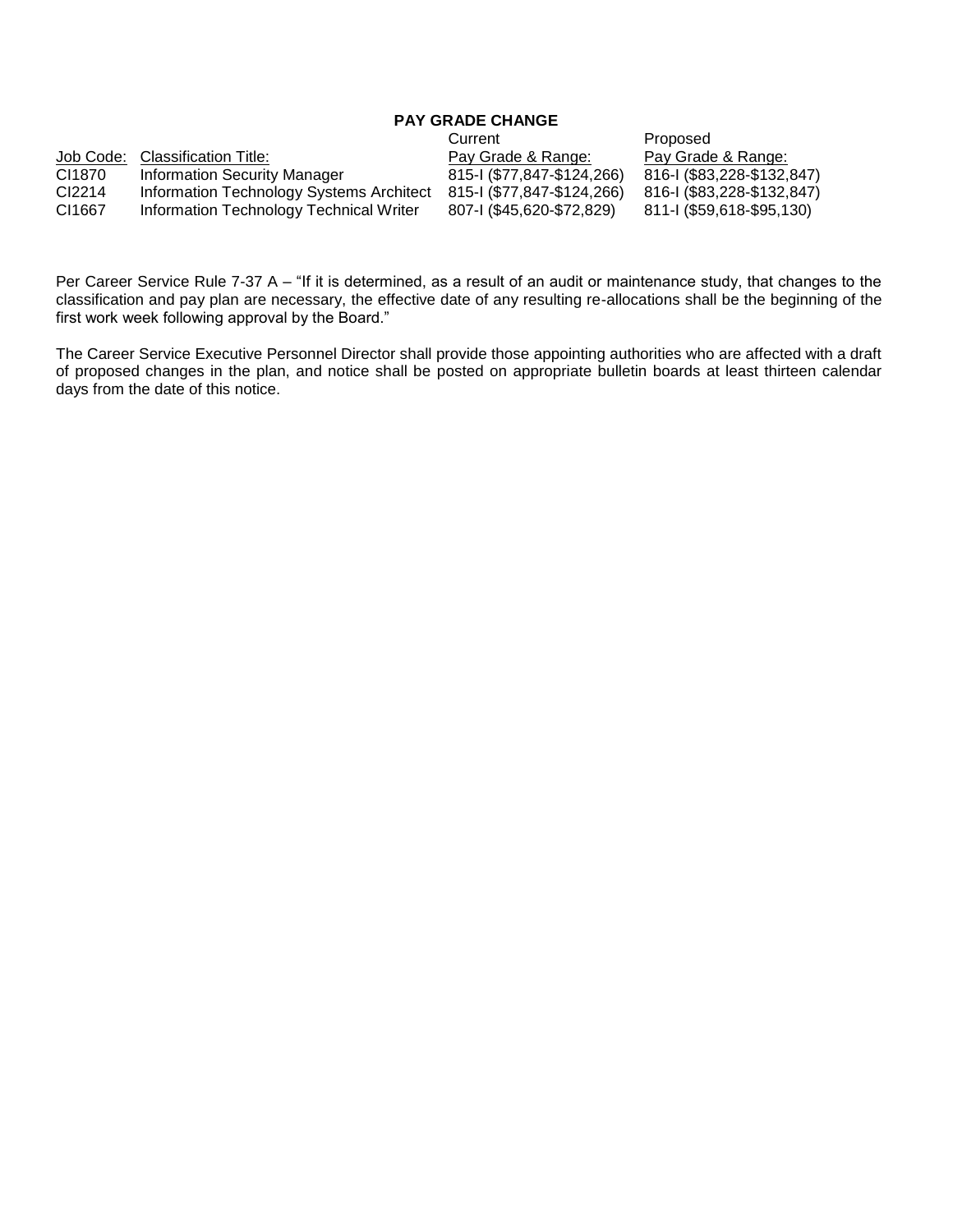**PAY GRADE CHANGE**

| Job Code: | Classification Title: | Current Pay Grade & Range: | Proposed Pay Grade & Range: |
| --- | --- | --- | --- |
| CI1870 | Information Security Manager | 815-I ($77,847-$124,266) | 816-I ($83,228-$132,847) |
| CI2214 | Information Technology Systems Architect | 815-I ($77,847-$124,266) | 816-I ($83,228-$132,847) |
| CI1667 | Information Technology Technical Writer | 807-I ($45,620-$72,829) | 811-I ($59,618-$95,130) |

Per Career Service Rule 7-37 A – "If it is determined, as a result of an audit or maintenance study, that changes to the classification and pay plan are necessary, the effective date of any resulting re-allocations shall be the beginning of the first work week following approval by the Board."

The Career Service Executive Personnel Director shall provide those appointing authorities who are affected with a draft of proposed changes in the plan, and notice shall be posted on appropriate bulletin boards at least thirteen calendar days from the date of this notice.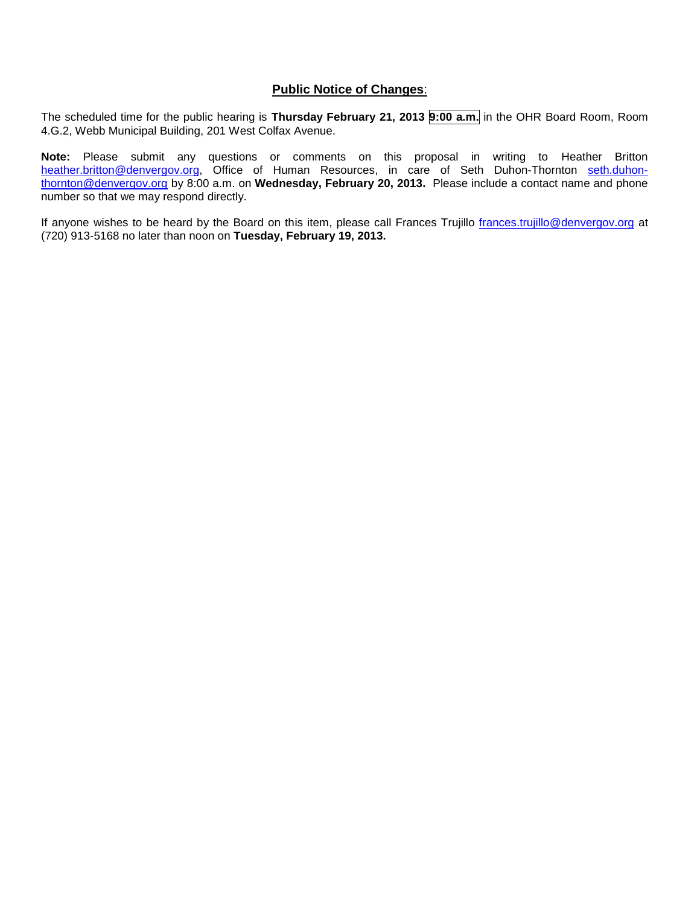## **Public Notice of Changes**:

The scheduled time for the public hearing is **Thursday February 21, 2013 9:00 a.m.** in the OHR Board Room, Room 4.G.2, Webb Municipal Building, 201 West Colfax Avenue.

**Note:** Please submit any questions or comments on this proposal in writing to Heather Britton heather.britton@denvergov.org, Office of Human Resources, in care of Seth Duhon-Thornton seth.duhon-thornton@denvergov.org by 8:00 a.m. on **Wednesday, February 20, 2013.** Please include a contact name and phone number so that we may respond directly.

If anyone wishes to be heard by the Board on this item, please call Frances Trujillo frances.trujillo@denvergov.org at (720) 913-5168 no later than noon on **Tuesday, February 19, 2013.**